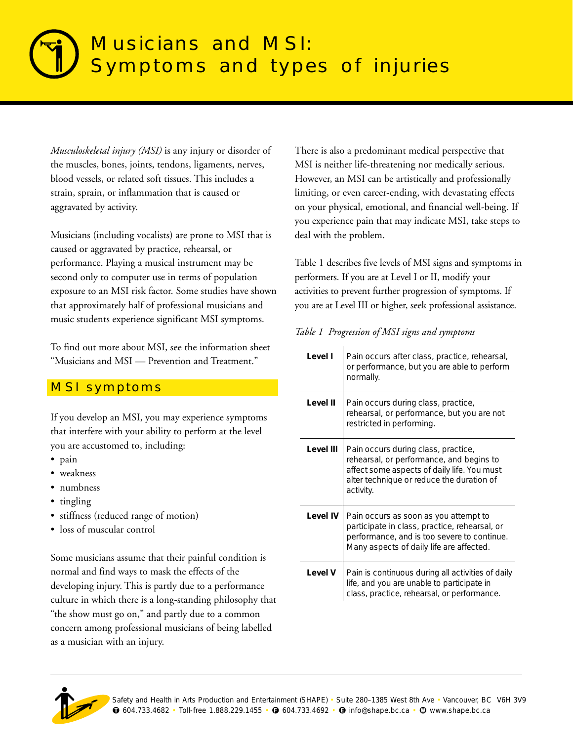# Musicians and MSI: Symptoms and types of injuries

*Musculoskeletal injury (MSI)* is any injury or disorder of the muscles, bones, joints, tendons, ligaments, nerves, blood vessels, or related soft tissues. This includes a strain, sprain, or inflammation that is caused or aggravated by activity.

Musicians (including vocalists) are prone to MSI that is caused or aggravated by practice, rehearsal, or performance. Playing a musical instrument may be second only to computer use in terms of population exposure to an MSI risk factor. Some studies have shown that approximately half of professional musicians and music students experience significant MSI symptoms.

To find out more about MSI, see the information sheet "Musicians and MSI — Prevention and Treatment."

## MSI symptoms

If you develop an MSI, you may experience symptoms that interfere with your ability to perform at the level you are accustomed to, including:

- pain
- weakness
- numbness
- tingling
- stiffness (reduced range of motion)
- loss of muscular control

Some musicians assume that their painful condition is normal and find ways to mask the effects of the developing injury. This is partly due to a performance culture in which there is a long-standing philosophy that "the show must go on," and partly due to a common concern among professional musicians of being labelled as a musician with an injury.

There is also a predominant medical perspective that MSI is neither life-threatening nor medically serious. However, an MSI can be artistically and professionally limiting, or even career-ending, with devastating effects on your physical, emotional, and financial well-being. If you experience pain that may indicate MSI, take steps to deal with the problem.

Table 1 describes five levels of MSI signs and symptoms in performers. If you are at Level I or II, modify your activities to prevent further progression of symptoms. If you are at Level III or higher, seek professional assistance.

*Table 1 Progression of MSI signs and symptoms*

| Level | Description |
|---|---|
| **Level I** | Pain occurs after class, practice, rehearsal, or performance, but you are able to perform normally. |
| **Level II** | Pain occurs during class, practice, rehearsal, or performance, but you are not restricted in performing. |
| **Level III** | Pain occurs during class, practice, rehearsal, or performance, and begins to affect some aspects of daily life. You must alter technique or reduce the duration of activity. |
| **Level IV** | Pain occurs as soon as you attempt to participate in class, practice, rehearsal, or performance, and is too severe to continue. Many aspects of daily life are affected. |
| **Level V** | Pain is continuous during all activities of daily life, and you are unable to participate in class, practice, rehearsal, or performance. |

Safety and Health in Arts Production and Entertainment (SHAPE) • Suite 280–1385 West 8th Ave • Vancouver, BC V6H 3V9
T 604.733.4682 • Toll-free 1.888.229.1455 • F 604.733.4692 • E info@shape.bc.ca • W www.shape.bc.ca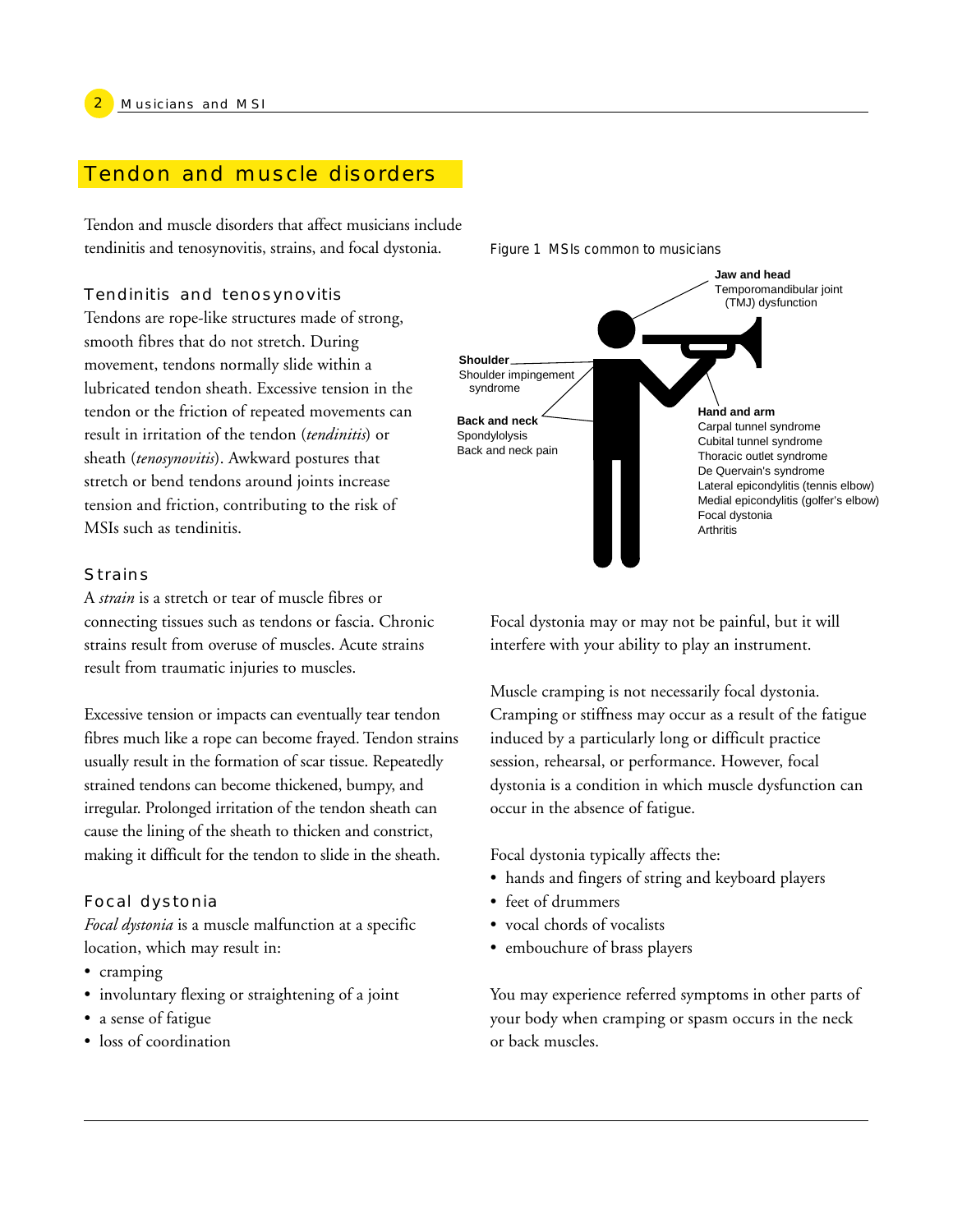## Tendon and muscle disorders

Tendon and muscle disorders that affect musicians include tendinitis and tenosynovitis, strains, and focal dystonia.

### Tendinitis and tenosynovitis

Tendons are rope-like structures made of strong, smooth fibres that do not stretch. During movement, tendons normally slide within a lubricated tendon sheath. Excessive tension in the tendon or the friction of repeated movements can result in irritation of the tendon (*tendinitis*) or sheath (*tenosynovitis*). Awkward postures that stretch or bend tendons around joints increase tension and friction, contributing to the risk of MSIs such as tendinitis.

### Strains

A *strain* is a stretch or tear of muscle fibres or connecting tissues such as tendons or fascia. Chronic strains result from overuse of muscles. Acute strains result from traumatic injuries to muscles.

Excessive tension or impacts can eventually tear tendon fibres much like a rope can become frayed. Tendon strains usually result in the formation of scar tissue. Repeatedly strained tendons can become thickened, bumpy, and irregular. Prolonged irritation of the tendon sheath can cause the lining of the sheath to thicken and constrict, making it difficult for the tendon to slide in the sheath.

### Focal dystonia

*Focal dystonia* is a muscle malfunction at a specific location, which may result in:

- cramping
- involuntary flexing or straightening of a joint
- a sense of fatigue
- loss of coordination

Figure 1 MSIs common to musicians

**Jaw and head**
Temporomandibular joint (TMJ) dysfunction

**Shoulder**
Shoulder impingement syndrome

**Back and neck**
Spondylolysis
Back and neck pain

**Hand and arm**
Carpal tunnel syndrome
Cubital tunnel syndrome
Thoracic outlet syndrome
De Quervain's syndrome
Lateral epicondylitis (tennis elbow)
Medial epicondylitis (golfer's elbow)
Focal dystonia
Arthritis

Focal dystonia may or may not be painful, but it will interfere with your ability to play an instrument.

Muscle cramping is not necessarily focal dystonia. Cramping or stiffness may occur as a result of the fatigue induced by a particularly long or difficult practice session, rehearsal, or performance. However, focal dystonia is a condition in which muscle dysfunction can occur in the absence of fatigue.

Focal dystonia typically affects the:

- hands and fingers of string and keyboard players
- feet of drummers
- vocal chords of vocalists
- embouchure of brass players

You may experience referred symptoms in other parts of your body when cramping or spasm occurs in the neck or back muscles.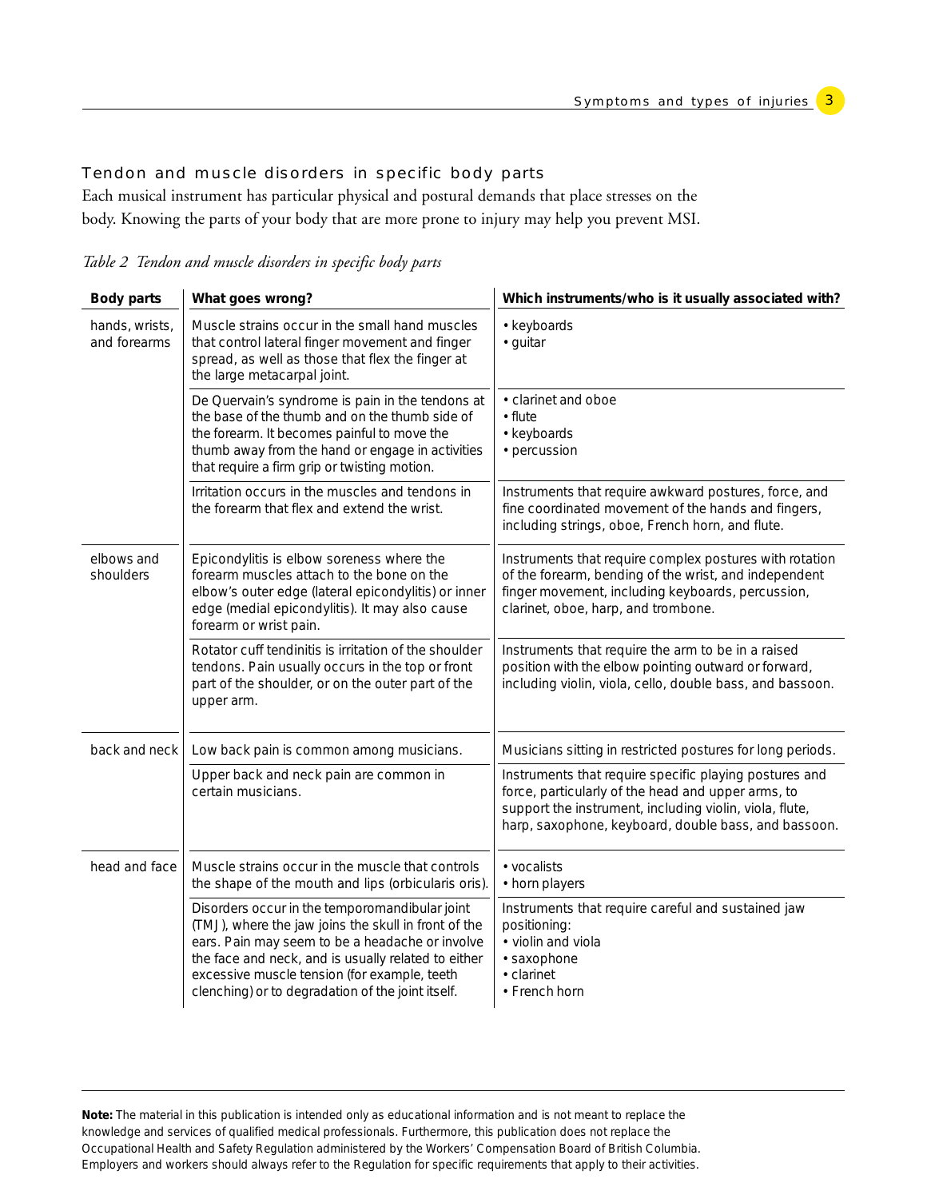## Tendon and muscle disorders in specific body parts

Each musical instrument has particular physical and postural demands that place stresses on the body. Knowing the parts of your body that are more prone to injury may help you prevent MSI.

*Table 2 Tendon and muscle disorders in specific body parts*

| Body parts | What goes wrong? | Which instruments/who is it usually associated with? |
| --- | --- | --- |
| hands, wrists, and forearms | Muscle strains occur in the small hand muscles that control lateral finger movement and finger spread, as well as those that flex the finger at the large metacarpal joint. | • keyboards<br>• guitar |
| | De Quervain's syndrome is pain in the tendons at the base of the thumb and on the thumb side of the forearm. It becomes painful to move the thumb away from the hand or engage in activities that require a firm grip or twisting motion. | • clarinet and oboe<br>• flute<br>• keyboards<br>• percussion |
| | Irritation occurs in the muscles and tendons in the forearm that flex and extend the wrist. | Instruments that require awkward postures, force, and fine coordinated movement of the hands and fingers, including strings, oboe, French horn, and flute. |
| elbows and shoulders | Epicondylitis is elbow soreness where the forearm muscles attach to the bone on the elbow's outer edge (lateral epicondylitis) or inner edge (medial epicondylitis). It may also cause forearm or wrist pain. | Instruments that require complex postures with rotation of the forearm, bending of the wrist, and independent finger movement, including keyboards, percussion, clarinet, oboe, harp, and trombone. |
| | Rotator cuff tendinitis is irritation of the shoulder tendons. Pain usually occurs in the top or front part of the shoulder, or on the outer part of the upper arm. | Instruments that require the arm to be in a raised position with the elbow pointing outward or forward, including violin, viola, cello, double bass, and bassoon. |
| back and neck | Low back pain is common among musicians. | Musicians sitting in restricted postures for long periods. |
| | Upper back and neck pain are common in certain musicians. | Instruments that require specific playing postures and force, particularly of the head and upper arms, to support the instrument, including violin, viola, flute, harp, saxophone, keyboard, double bass, and bassoon. |
| head and face | Muscle strains occur in the muscle that controls the shape of the mouth and lips (orbicularis oris). | • vocalists<br>• horn players |
| | Disorders occur in the temporomandibular joint (TMJ), where the jaw joins the skull in front of the ears. Pain may seem to be a headache or involve the face and neck, and is usually related to either excessive muscle tension (for example, teeth clenching) or to degradation of the joint itself. | Instruments that require careful and sustained jaw positioning:<br>• violin and viola<br>• saxophone<br>• clarinet<br>• French horn |

**Note:** The material in this publication is intended only as educational information and is not meant to replace the knowledge and services of qualified medical professionals. Furthermore, this publication does not replace the Occupational Health and Safety Regulation administered by the Workers' Compensation Board of British Columbia. Employers and workers should always refer to the Regulation for specific requirements that apply to their activities.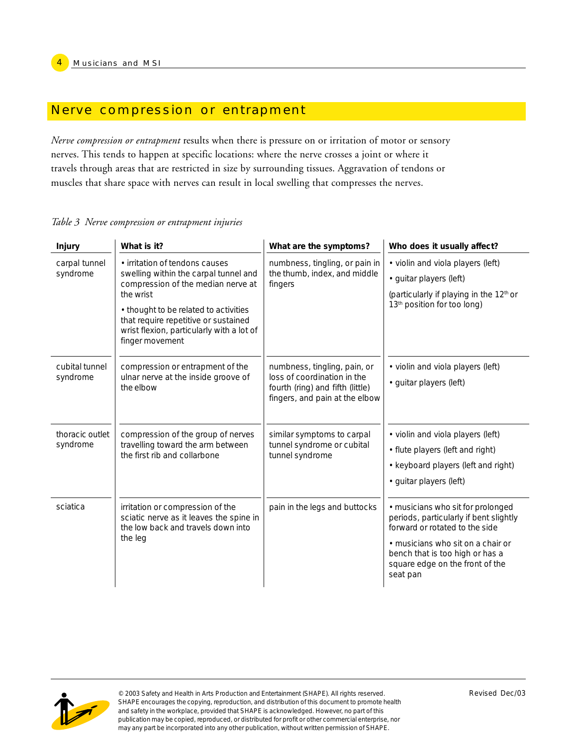## Nerve compression or entrapment

*Nerve compression or entrapment* results when there is pressure on or irritation of motor or sensory nerves. This tends to happen at specific locations: where the nerve crosses a joint or where it travels through areas that are restricted in size by surrounding tissues. Aggravation of tendons or muscles that share space with nerves can result in local swelling that compresses the nerves.

*Table 3 Nerve compression or entrapment injuries*

| Injury | What is it? | What are the symptoms? | Who does it usually affect? |
|---|---|---|---|
| carpal tunnel syndrome | • irritation of tendons causes swelling within the carpal tunnel and compression of the median nerve at the wrist<br>• thought to be related to activities that require repetitive or sustained wrist flexion, particularly with a lot of finger movement | numbness, tingling, or pain in the thumb, index, and middle fingers | • violin and viola players (left)<br>• guitar players (left)<br>(particularly if playing in the 12th or 13th position for too long) |
| cubital tunnel syndrome | compression or entrapment of the ulnar nerve at the inside groove of the elbow | numbness, tingling, pain, or loss of coordination in the fourth (ring) and fifth (little) fingers, and pain at the elbow | • violin and viola players (left)<br>• guitar players (left) |
| thoracic outlet syndrome | compression of the group of nerves travelling toward the arm between the first rib and collarbone | similar symptoms to carpal tunnel syndrome or cubital tunnel syndrome | • violin and viola players (left)<br>• flute players (left and right)<br>• keyboard players (left and right)<br>• guitar players (left) |
| sciatica | irritation or compression of the sciatic nerve as it leaves the spine in the low back and travels down into the leg | pain in the legs and buttocks | • musicians who sit for prolonged periods, particularly if bent slightly forward or rotated to the side<br>• musicians who sit on a chair or bench that is too high or has a square edge on the front of the seat pan |

© 2003 Safety and Health in Arts Production and Entertainment (SHAPE). All rights reserved. SHAPE encourages the copying, reproduction, and distribution of this document to promote health and safety in the workplace, provided that SHAPE is acknowledged. However, no part of this publication may be copied, reproduced, or distributed for profit or other commercial enterprise, nor may any part be incorporated into any other publication, without written permission of SHAPE.

Revised Dec/03